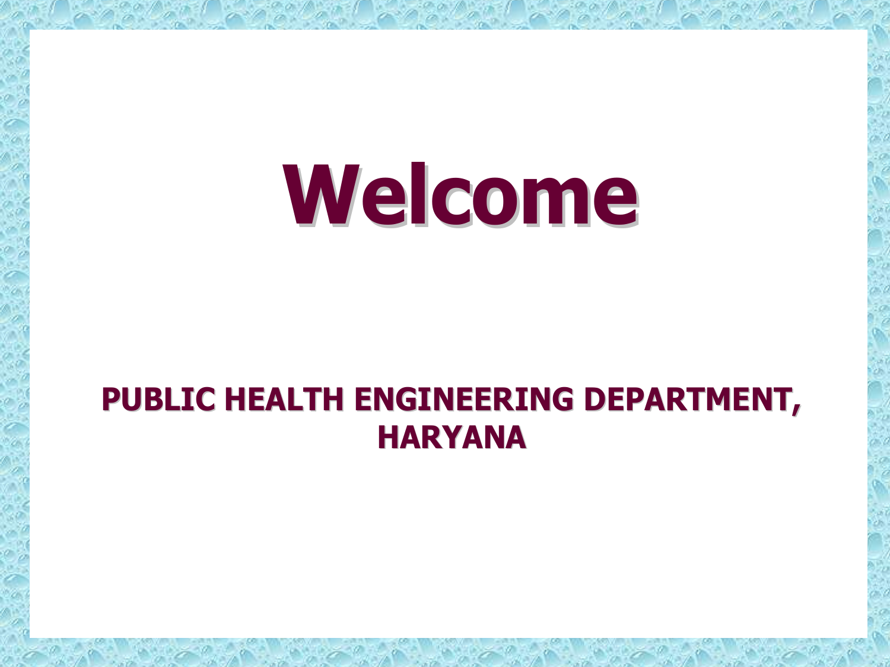# Welcome

**PUBLIC HEALTH ENGINEERING DEPARTMENT, HARYANA**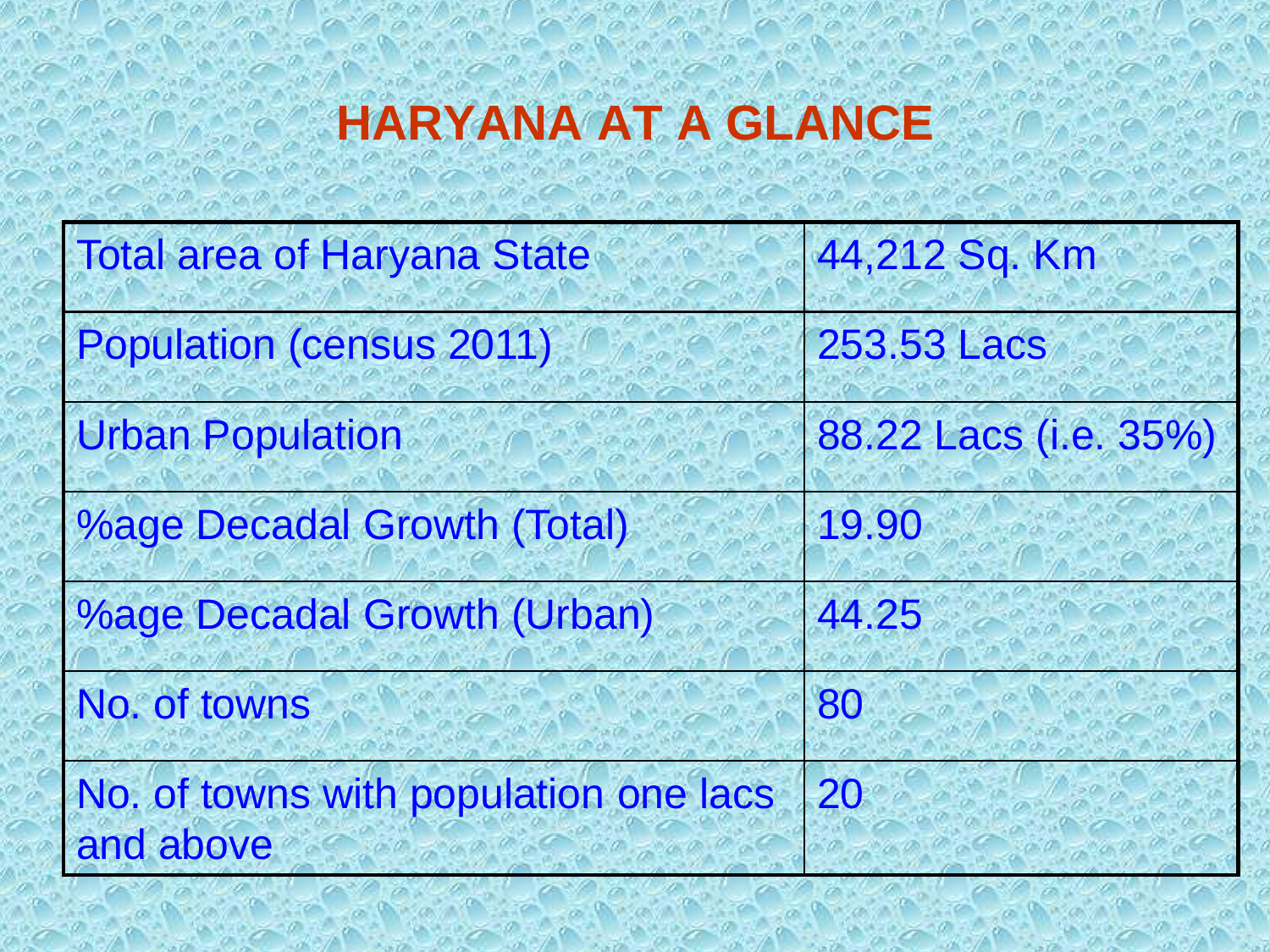# HARYANA AT A GLANCE

| | |
|---|---|
| Total area of Haryana State | 44,212 Sq. Km |
| Population (census 2011) | 253.53 Lacs |
| Urban Population | 88.22 Lacs (i.e. 35%) |
| %age Decadal Growth (Total) | 19.90 |
| %age Decadal Growth (Urban) | 44.25 |
| No. of towns | 80 |
| No. of towns with population one lacs and above | 20 |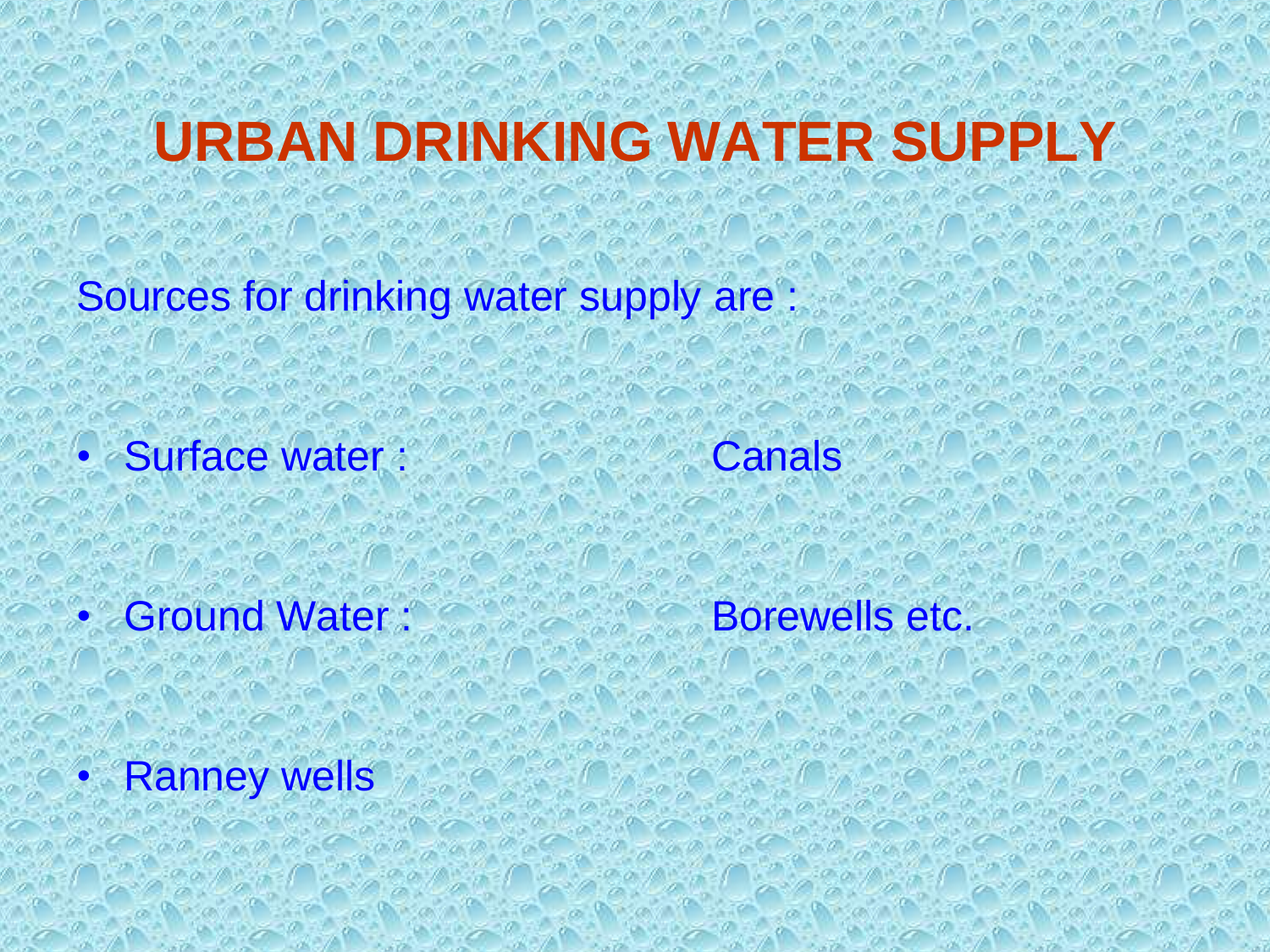# URBAN DRINKING WATER SUPPLY

Sources for drinking water supply are :

- Surface water : Canals
- Ground Water : Borewells etc.
- Ranney wells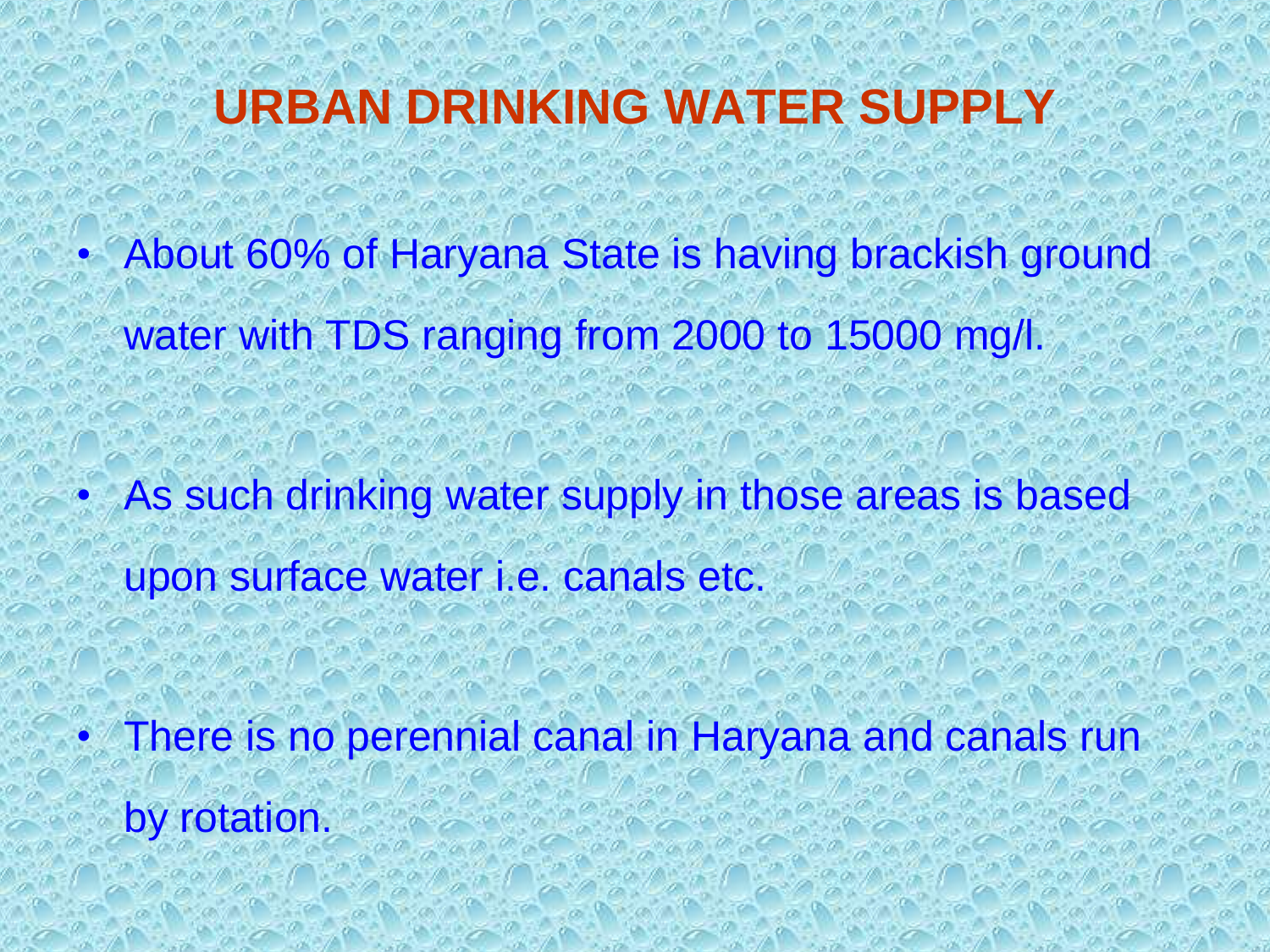# URBAN DRINKING WATER SUPPLY

- About 60% of Haryana State is having brackish ground water with TDS ranging from 2000 to 15000 mg/l.
- As such drinking water supply in those areas is based upon surface water i.e. canals etc.
- There is no perennial canal in Haryana and canals run by rotation.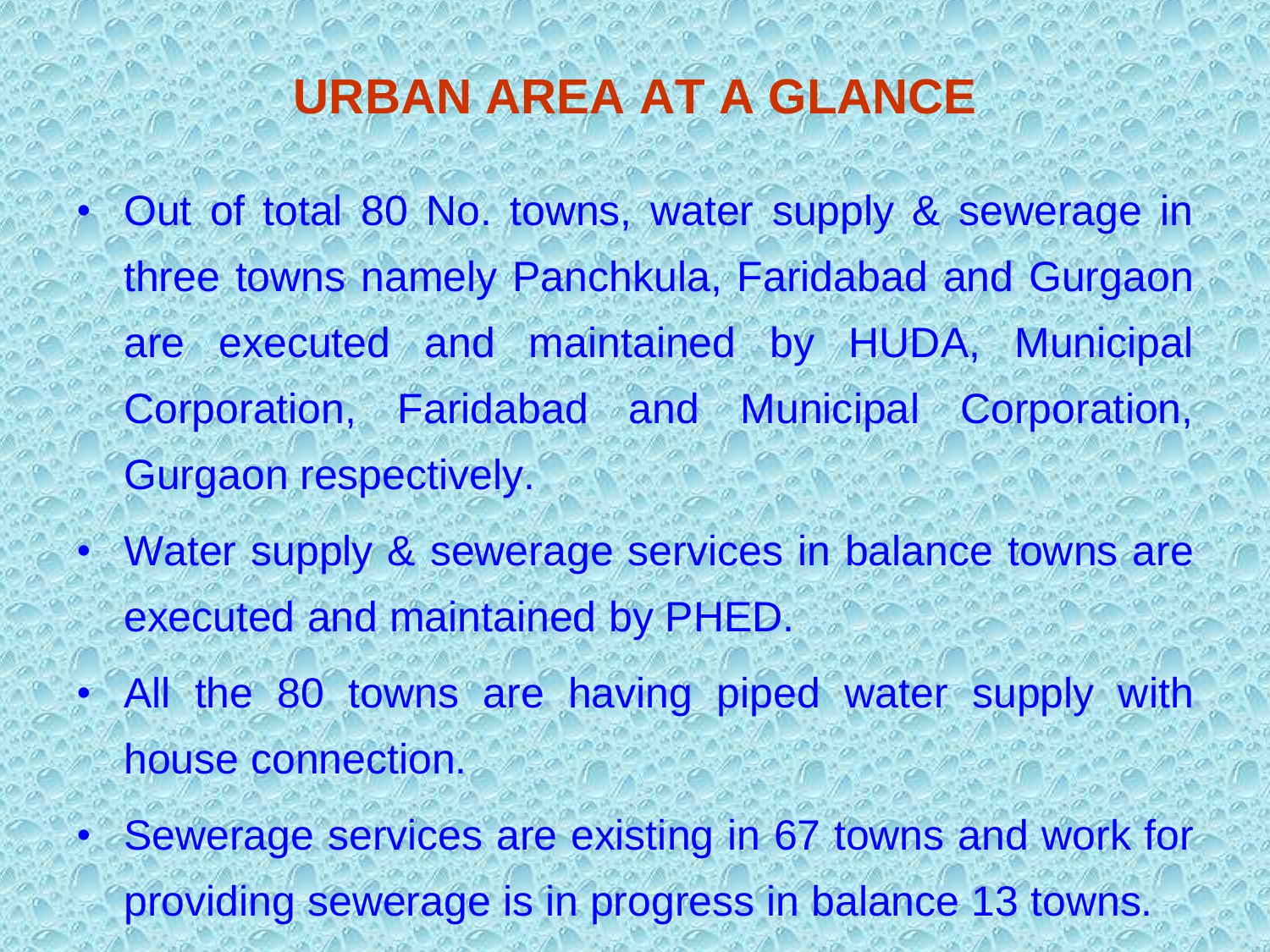# URBAN AREA AT A GLANCE

- Out of total 80 No. towns, water supply & sewerage in three towns namely Panchkula, Faridabad and Gurgaon are executed and maintained by HUDA, Municipal Corporation, Faridabad and Municipal Corporation, Gurgaon respectively.
- Water supply & sewerage services in balance towns are executed and maintained by PHED.
- All the 80 towns are having piped water supply with house connection.
- Sewerage services are existing in 67 towns and work for providing sewerage is in progress in balance 13 towns.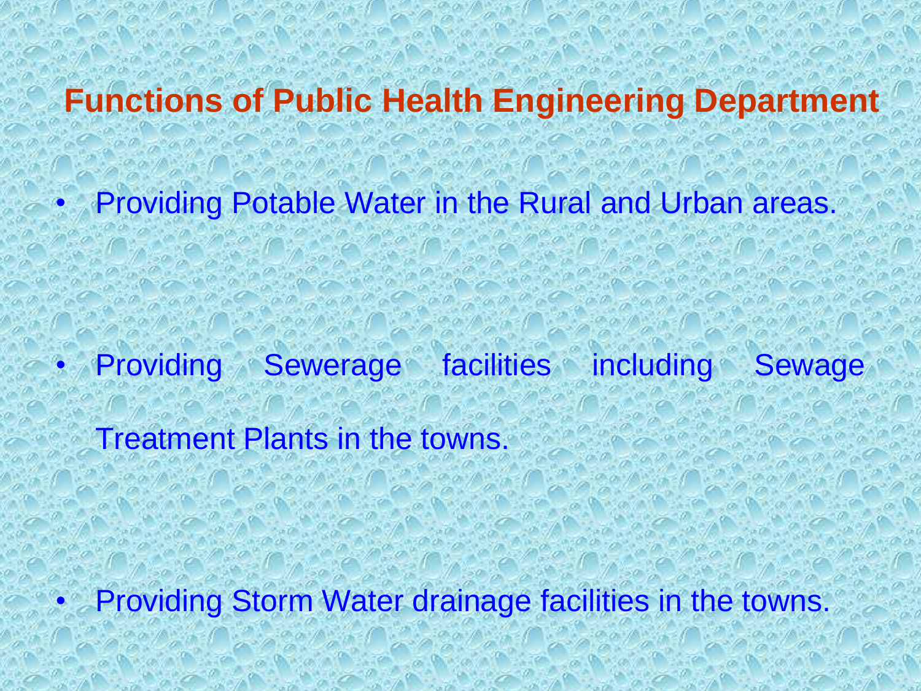# Functions of Public Health Engineering Department

- Providing Potable Water in the Rural and Urban areas.
- Providing Sewerage facilities including Sewage Treatment Plants in the towns.
- Providing Storm Water drainage facilities in the towns.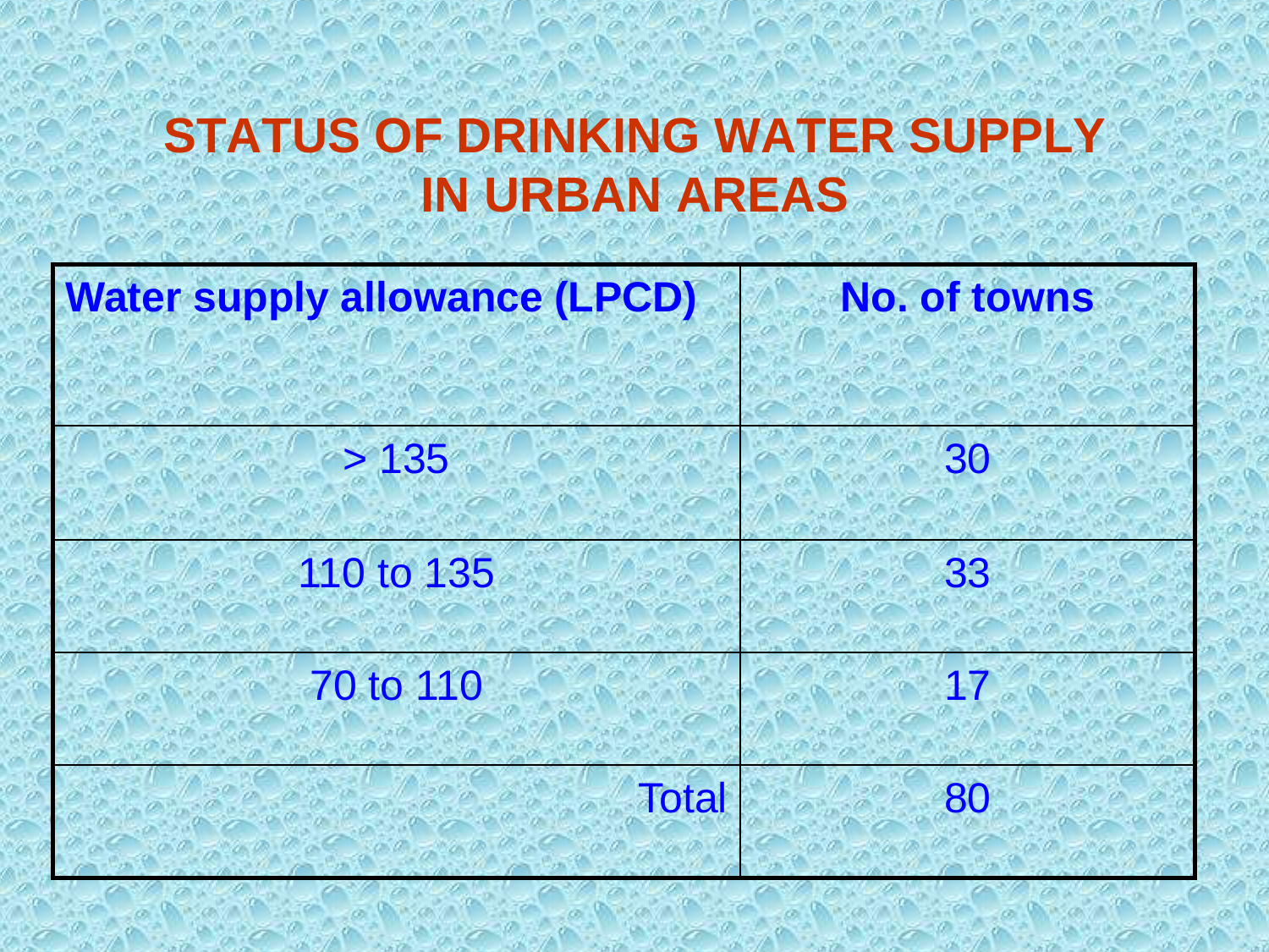# STATUS OF DRINKING WATER SUPPLY IN URBAN AREAS

| Water supply allowance (LPCD) | No. of towns |
|---|---|
| > 135 | 30 |
| 110 to 135 | 33 |
| 70 to 110 | 17 |
| Total | 80 |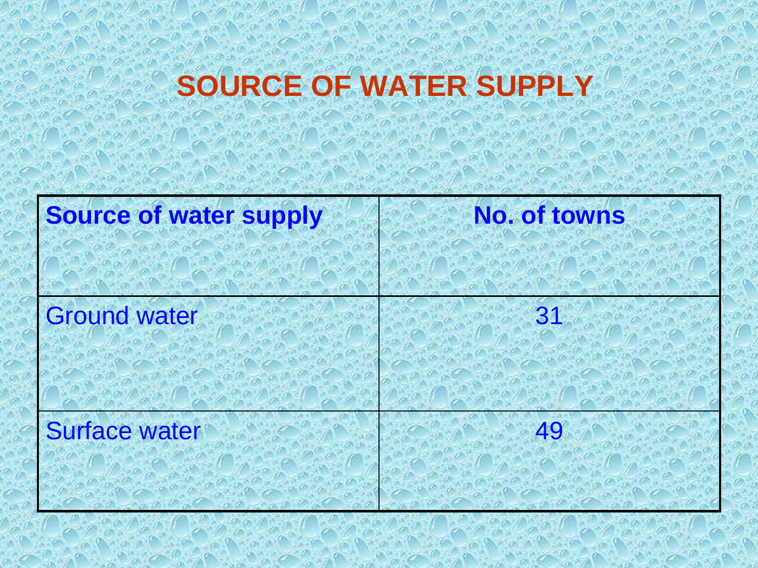# SOURCE OF WATER SUPPLY

| **Source of water supply** | **No. of towns** |
| --- | --- |
| Ground water | 31 |
| Surface water | 49 |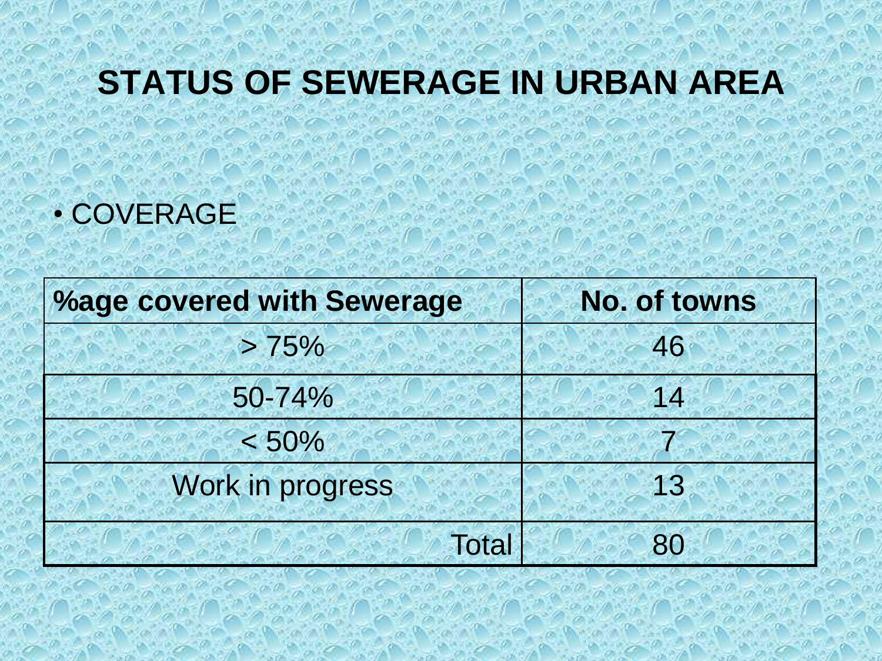# STATUS OF SEWERAGE IN URBAN AREA

- COVERAGE

| %age covered with Sewerage | No. of towns |
|---|---|
| > 75% | 46 |
| 50-74% | 14 |
| < 50% | 7 |
| Work in progress | 13 |
| Total | 80 |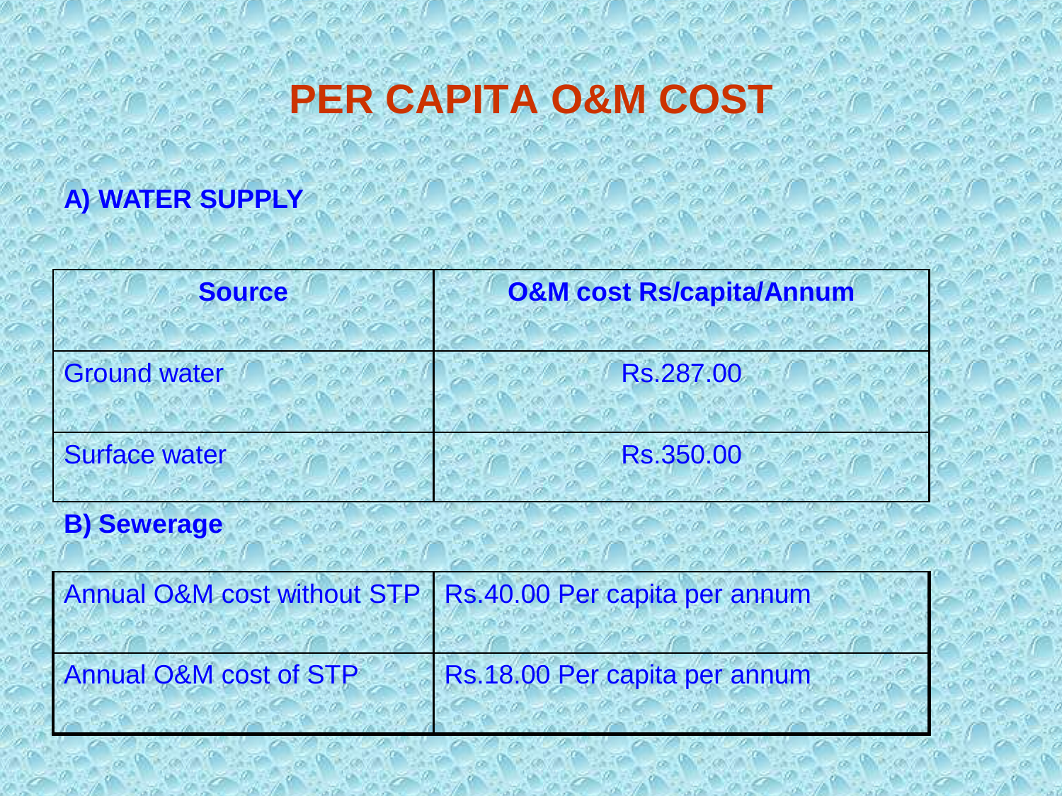# PER CAPITA O&M COST

**A) WATER SUPPLY**

| Source | O&M cost Rs/capita/Annum |
| --- | --- |
| Ground water | Rs.287.00 |
| Surface water | Rs.350.00 |

**B) Sewerage**

| | |
| --- | --- |
| Annual O&M cost without STP | Rs.40.00 Per capita per annum |
| Annual O&M cost of STP | Rs.18.00 Per capita per annum |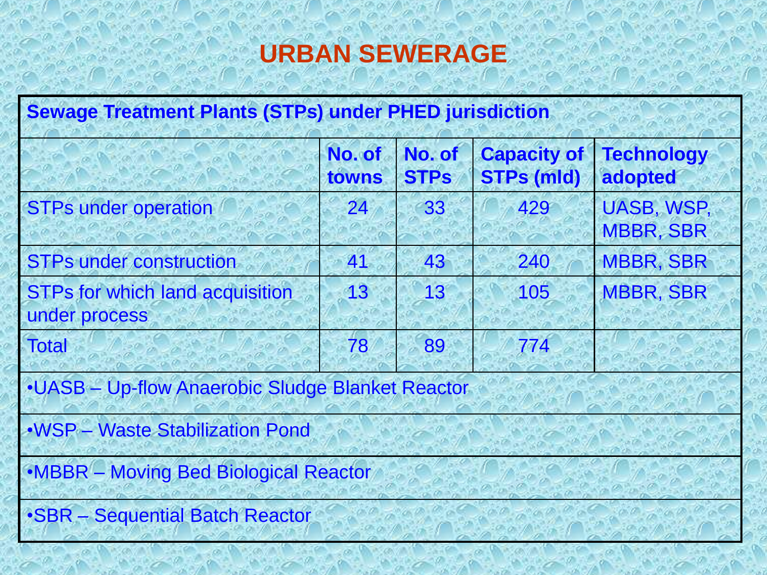# URBAN SEWERAGE

**Sewage Treatment Plants (STPs) under PHED jurisdiction**

| | No. of towns | No. of STPs | Capacity of STPs (mld) | Technology adopted |
|---|---|---|---|---|
| STPs under operation | 24 | 33 | 429 | UASB, WSP, MBBR, SBR |
| STPs under construction | 41 | 43 | 240 | MBBR, SBR |
| STPs for which land acquisition under process | 13 | 13 | 105 | MBBR, SBR |
| Total | 78 | 89 | 774 | |

- UASB – Up-flow Anaerobic Sludge Blanket Reactor
- WSP – Waste Stabilization Pond
- MBBR – Moving Bed Biological Reactor
- SBR – Sequential Batch Reactor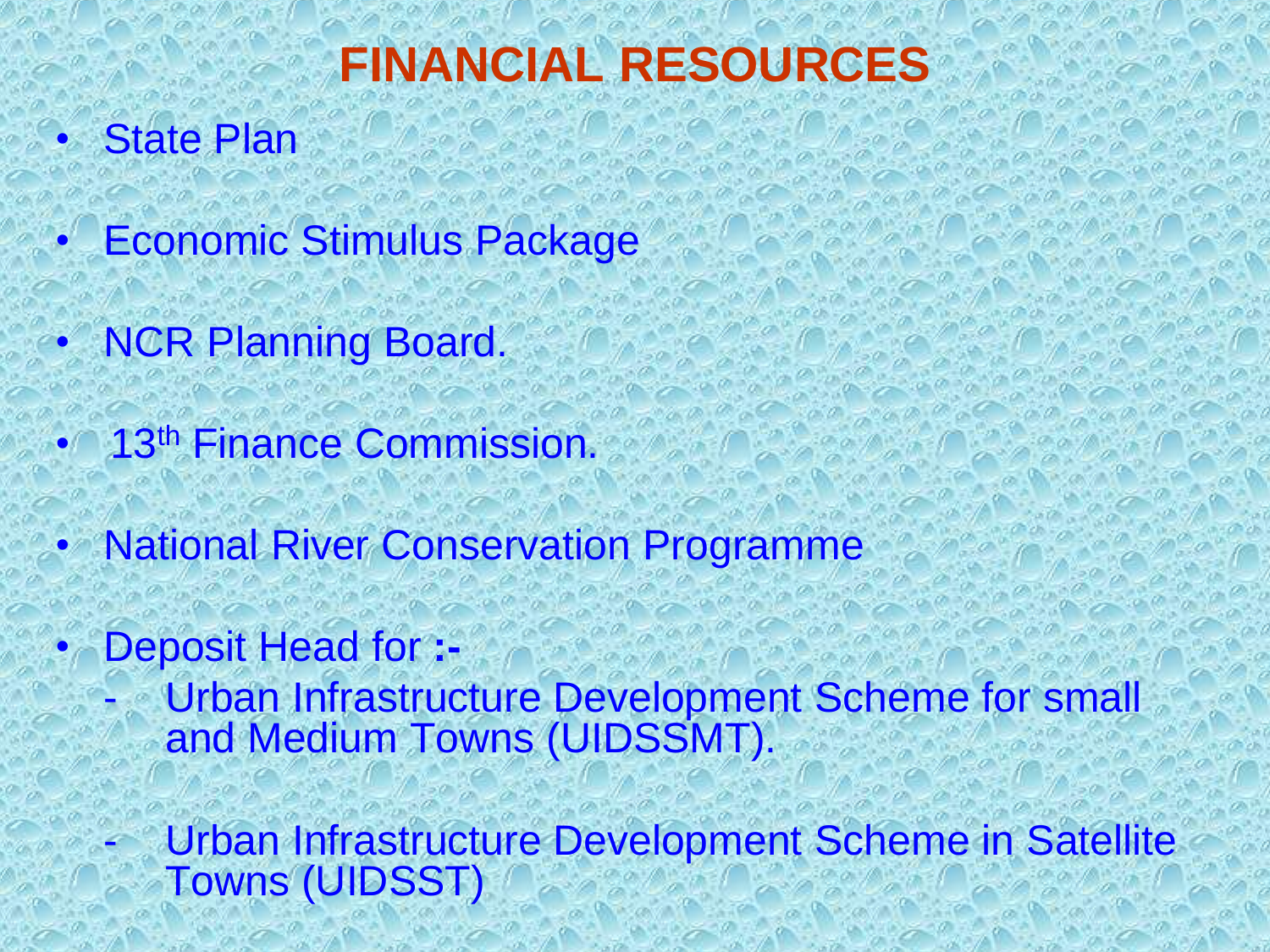# FINANCIAL RESOURCES

- State Plan
- Economic Stimulus Package
- NCR Planning Board.
- 13th Finance Commission.
- National River Conservation Programme
- Deposit Head for **:-**
  - Urban Infrastructure Development Scheme for small and Medium Towns (UIDSSMT).
  - Urban Infrastructure Development Scheme in Satellite Towns (UIDSST)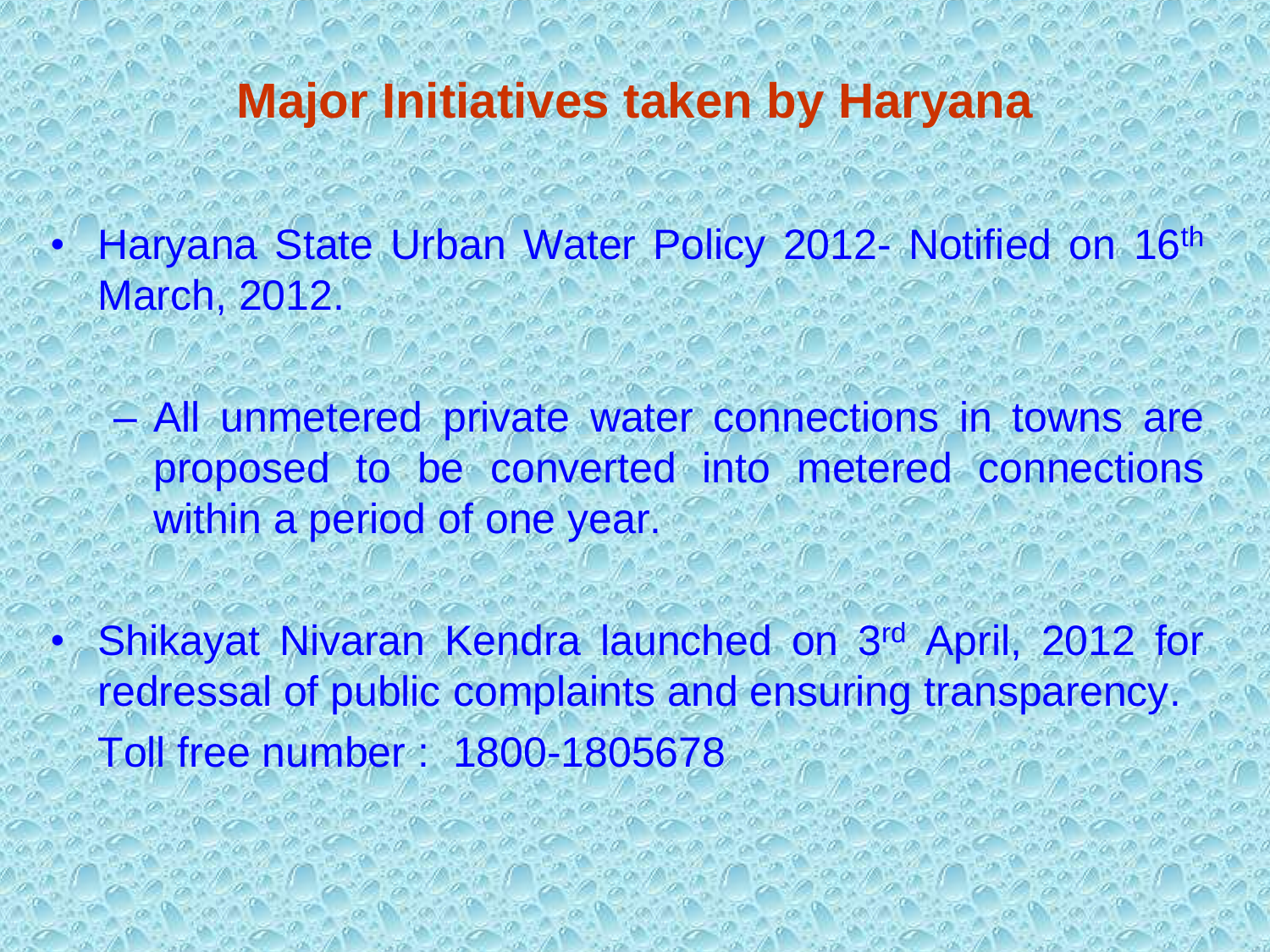# Major Initiatives taken by Haryana

- Haryana State Urban Water Policy 2012- Notified on 16th March, 2012.
  - All unmetered private water connections in towns are proposed to be converted into metered connections within a period of one year.
- Shikayat Nivaran Kendra launched on 3rd April, 2012 for redressal of public complaints and ensuring transparency.

  Toll free number : 1800-1805678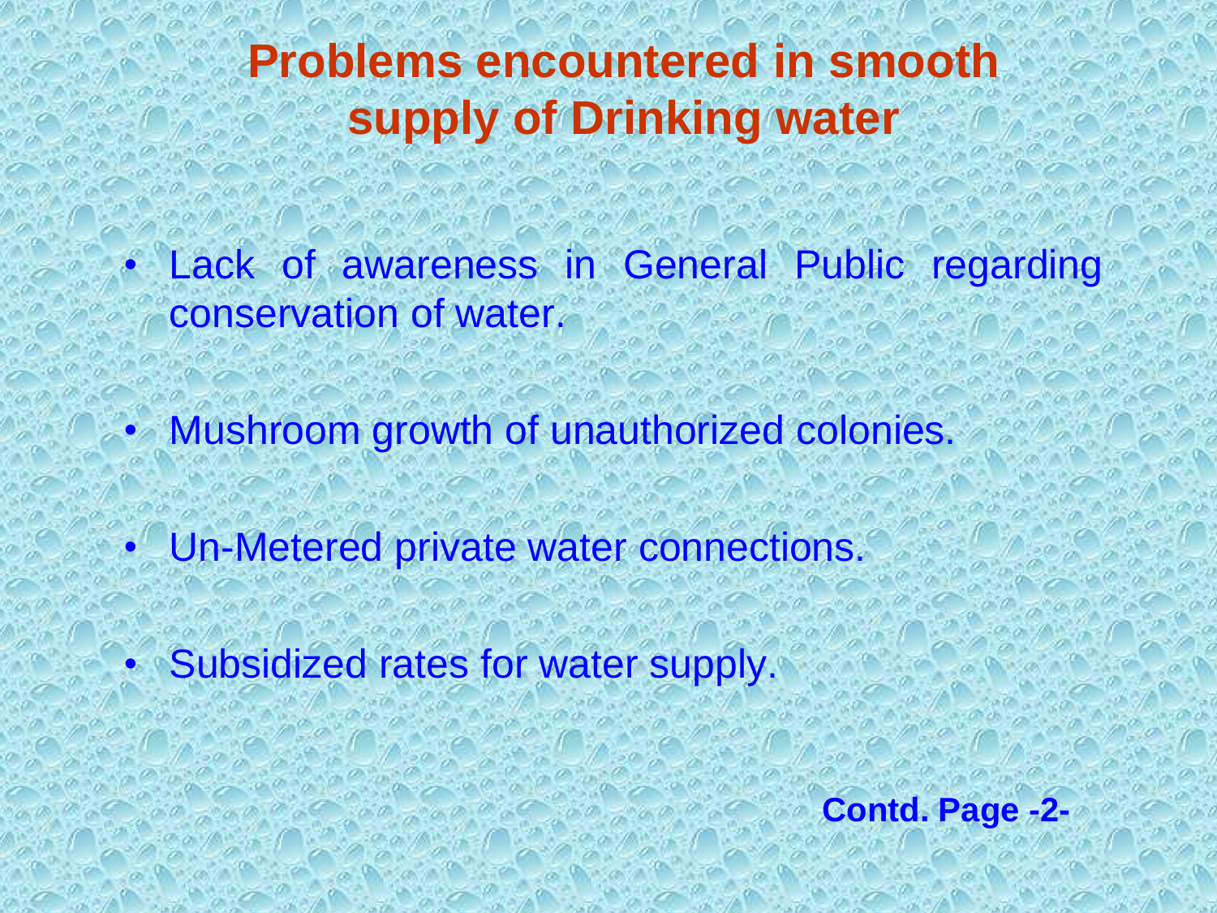# Problems encountered in smooth supply of Drinking water

- Lack of awareness in General Public regarding conservation of water.
- Mushroom growth of unauthorized colonies.
- Un-Metered private water connections.
- Subsidized rates for water supply.

**Contd. Page -2-**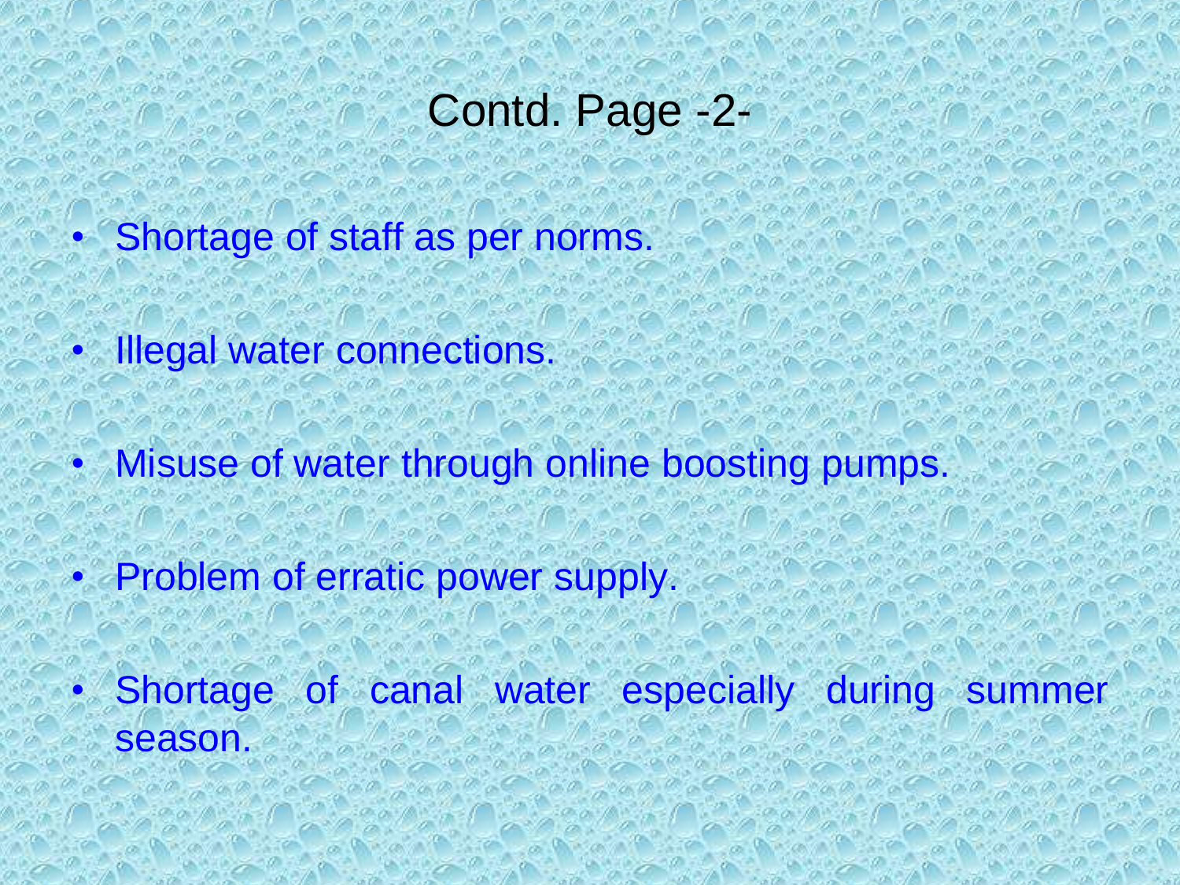# Contd. Page -2-

- Shortage of staff as per norms.
- Illegal water connections.
- Misuse of water through online boosting pumps.
- Problem of erratic power supply.
- Shortage of canal water especially during summer season.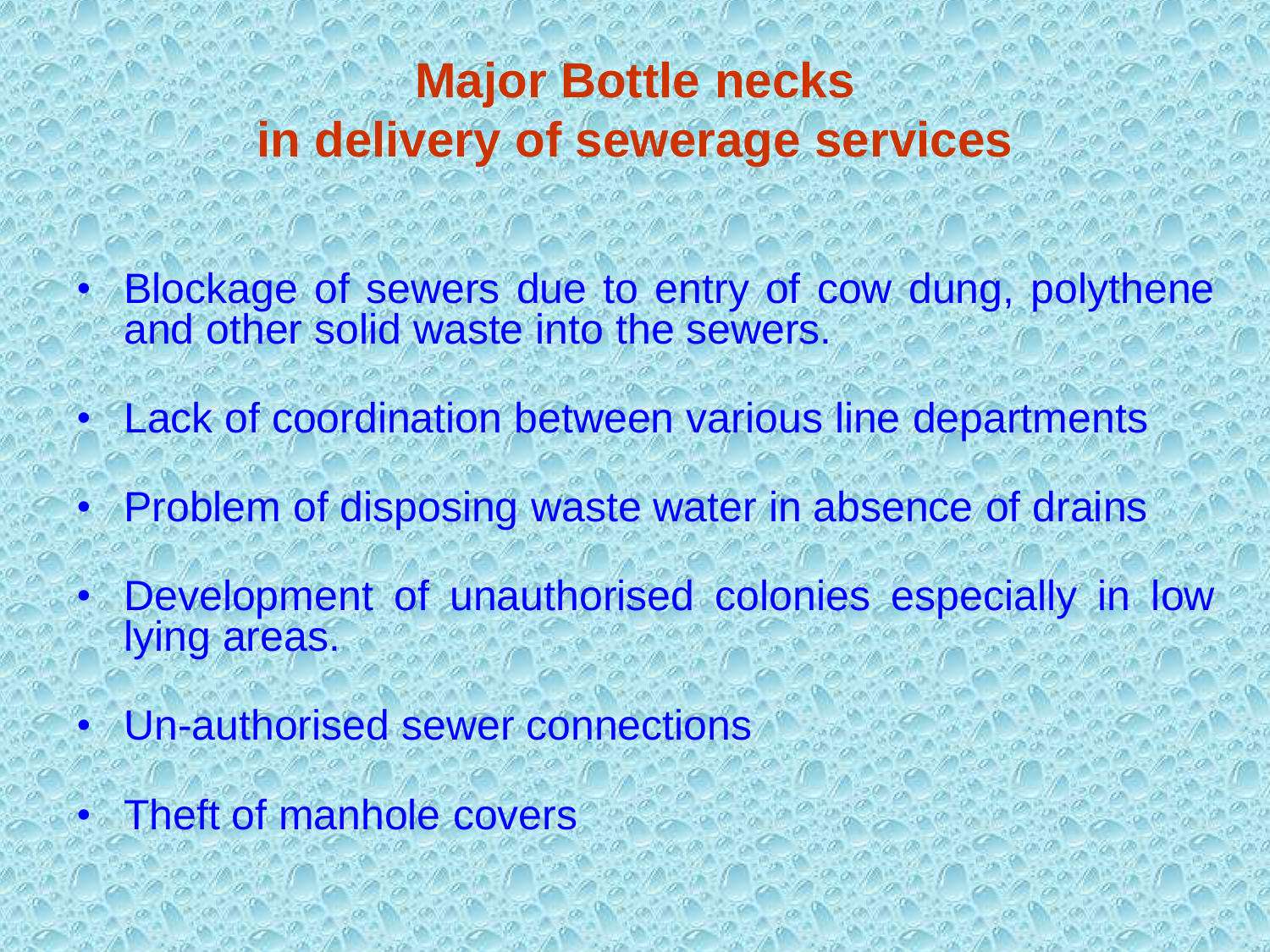# Major Bottle necks in delivery of sewerage services

- Blockage of sewers due to entry of cow dung, polythene and other solid waste into the sewers.
- Lack of coordination between various line departments
- Problem of disposing waste water in absence of drains
- Development of unauthorised colonies especially in low lying areas.
- Un-authorised sewer connections
- Theft of manhole covers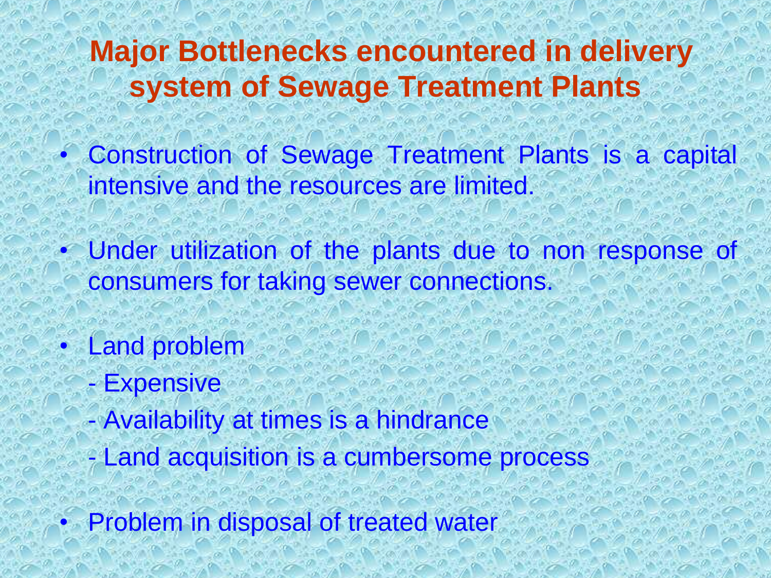# Major Bottlenecks encountered in delivery system of Sewage Treatment Plants

- Construction of Sewage Treatment Plants is a capital intensive and the resources are limited.
- Under utilization of the plants due to non response of consumers for taking sewer connections.
- Land problem
  - Expensive
  - Availability at times is a hindrance
  - Land acquisition is a cumbersome process
- Problem in disposal of treated water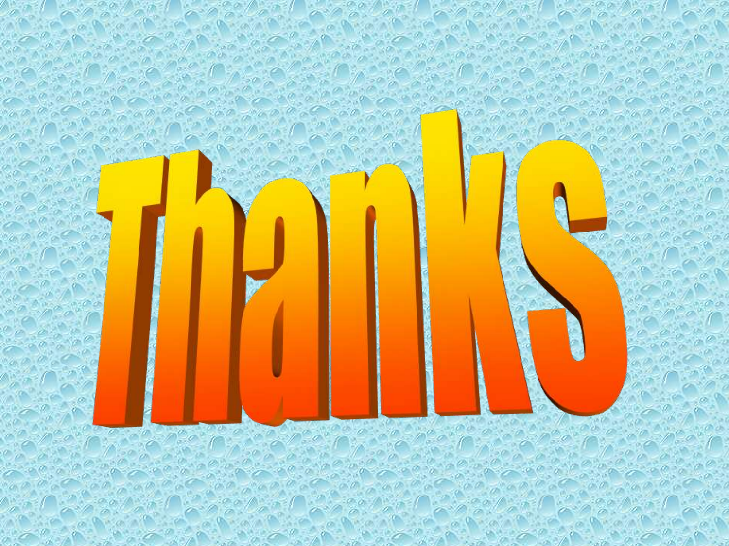# Thanks